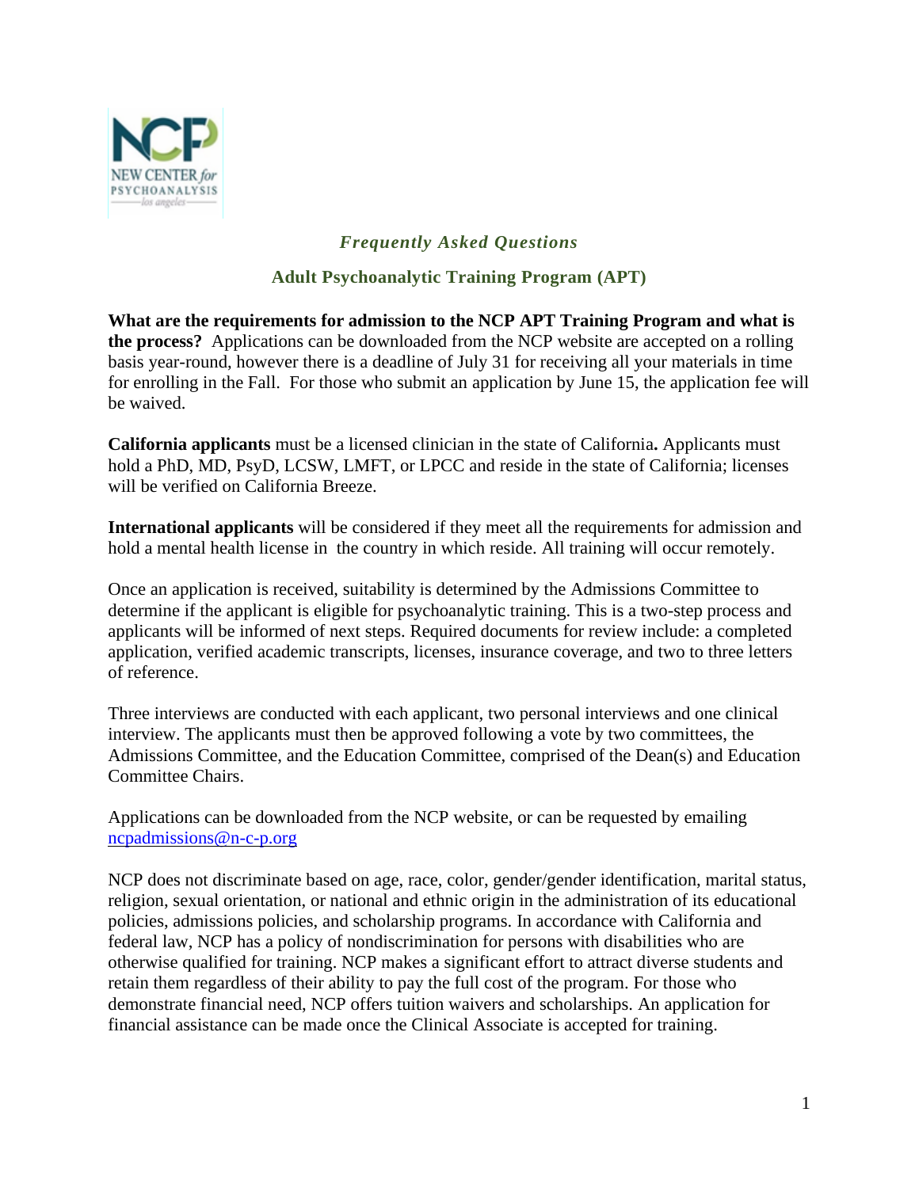*Frequently Asked Questions*

## Adult Psychoanalytic Training Program (APT)

**What are the requirements for admission to the NCP APT Training Program and what is the process?** Applications can be downloaded from the NCP website are accepted on a rolling basis year-round, however there is a deadline of July 31 for receiving all your materials in time for enrolling in the Fall. For those who submit an application by June 15, the application fee will be waived.

**California applicants** must be a licensed clinician in the state of California**.** Applicants must hold a PhD, MD, PsyD, LCSW, LMFT, or LPCC and reside in the state of California; licenses will be verified on California Breeze.

**International applicants** will be considered if they meet all the requirements for admission and hold a mental health license in the country in which reside. All training will occur remotely.

Once an application is received, suitability is determined by the Admissions Committee to determine if the applicant is eligible for psychoanalytic training. This is a two-step process and applicants will be informed of next steps. Required documents for review include: a completed application, verified academic transcripts, licenses, insurance coverage, and two to three letters of reference.

Three interviews are conducted with each applicant, two personal interviews and one clinical interview. The applicants must then be approved following a vote by two committees, the Admissions Committee, and the Education Committee, comprised of the Dean(s) and Education Committee Chairs.

Applications can be downloaded from the NCP website, or can be requested by emailing ncpadmissions@n-c-p.org

NCP does not discriminate based on age, race, color, gender/gender identification, marital status, religion, sexual orientation, or national and ethnic origin in the administration of its educational policies, admissions policies, and scholarship programs. In accordance with California and federal law, NCP has a policy of nondiscrimination for persons with disabilities who are otherwise qualified for training. NCP makes a significant effort to attract diverse students and retain them regardless of their ability to pay the full cost of the program. For those who demonstrate financial need, NCP offers tuition waivers and scholarships. An application for financial assistance can be made once the Clinical Associate is accepted for training.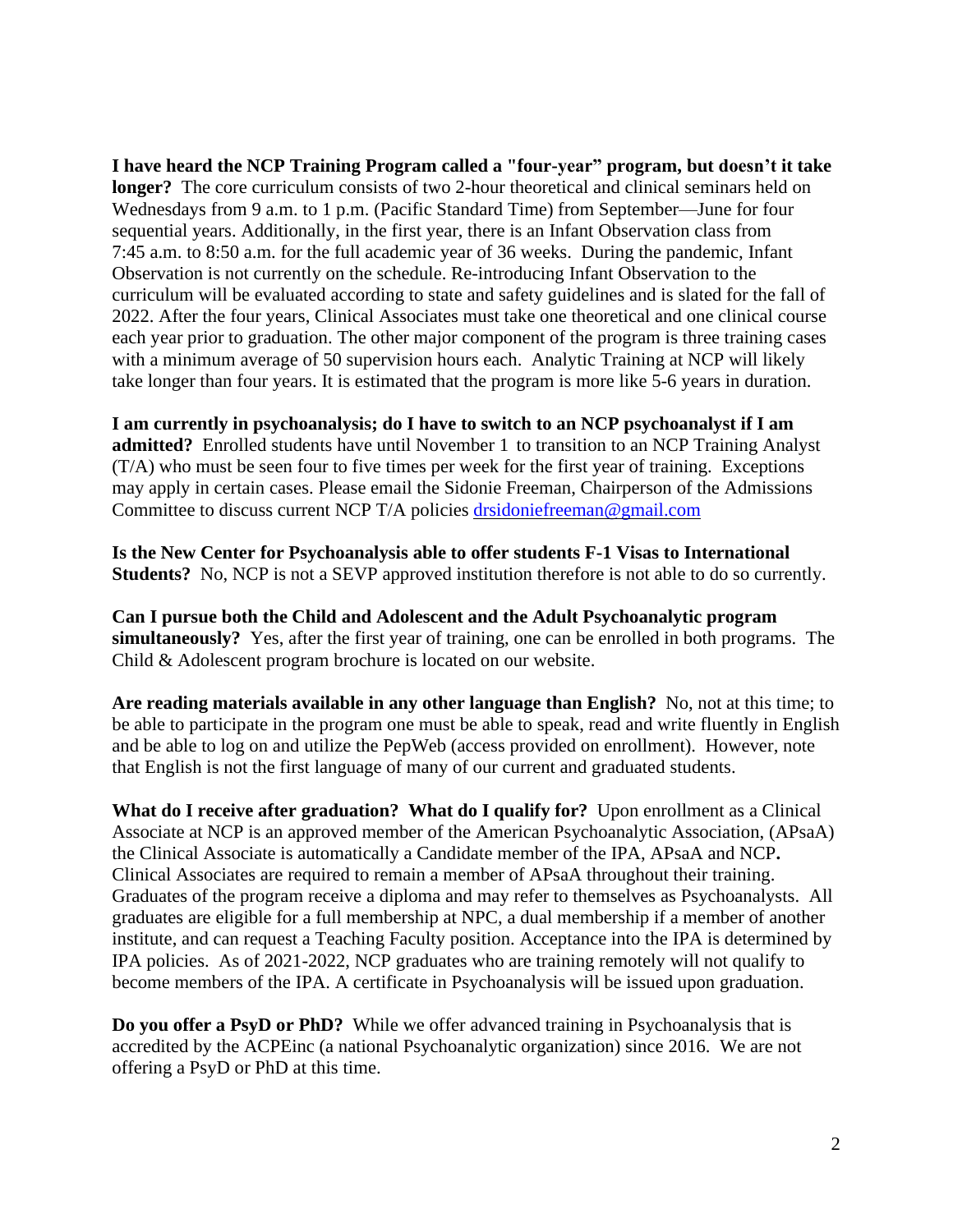**I have heard the NCP Training Program called a "four-year" program, but doesn't it take longer?** The core curriculum consists of two 2-hour theoretical and clinical seminars held on Wednesdays from 9 a.m. to 1 p.m. (Pacific Standard Time) from September—June for four sequential years. Additionally, in the first year, there is an Infant Observation class from 7:45 a.m. to 8:50 a.m. for the full academic year of 36 weeks. During the pandemic, Infant Observation is not currently on the schedule. Re-introducing Infant Observation to the curriculum will be evaluated according to state and safety guidelines and is slated for the fall of 2022. After the four years, Clinical Associates must take one theoretical and one clinical course each year prior to graduation. The other major component of the program is three training cases with a minimum average of 50 supervision hours each. Analytic Training at NCP will likely take longer than four years. It is estimated that the program is more like 5-6 years in duration.

**I am currently in psychoanalysis; do I have to switch to an NCP psychoanalyst if I am admitted?** Enrolled students have until November 1 to transition to an NCP Training Analyst (T/A) who must be seen four to five times per week for the first year of training. Exceptions may apply in certain cases. Please email the Sidonie Freeman, Chairperson of the Admissions Committee to discuss current NCP T/A policies drsidoniefreeman@gmail.com

**Is the New Center for Psychoanalysis able to offer students F-1 Visas to International Students?** No, NCP is not a SEVP approved institution therefore is not able to do so currently.

**Can I pursue both the Child and Adolescent and the Adult Psychoanalytic program simultaneously?** Yes, after the first year of training, one can be enrolled in both programs. The Child & Adolescent program brochure is located on our website.

**Are reading materials available in any other language than English?** No, not at this time; to be able to participate in the program one must be able to speak, read and write fluently in English and be able to log on and utilize the PepWeb (access provided on enrollment). However, note that English is not the first language of many of our current and graduated students.

**What do I receive after graduation? What do I qualify for?** Upon enrollment as a Clinical Associate at NCP is an approved member of the American Psychoanalytic Association, (APsaA) the Clinical Associate is automatically a Candidate member of the IPA, APsaA and NCP**.** Clinical Associates are required to remain a member of APsaA throughout their training. Graduates of the program receive a diploma and may refer to themselves as Psychoanalysts. All graduates are eligible for a full membership at NPC, a dual membership if a member of another institute, and can request a Teaching Faculty position. Acceptance into the IPA is determined by IPA policies. As of 2021-2022, NCP graduates who are training remotely will not qualify to become members of the IPA. A certificate in Psychoanalysis will be issued upon graduation.

**Do you offer a PsyD or PhD?** While we offer advanced training in Psychoanalysis that is accredited by the ACPEinc (a national Psychoanalytic organization) since 2016. We are not offering a PsyD or PhD at this time.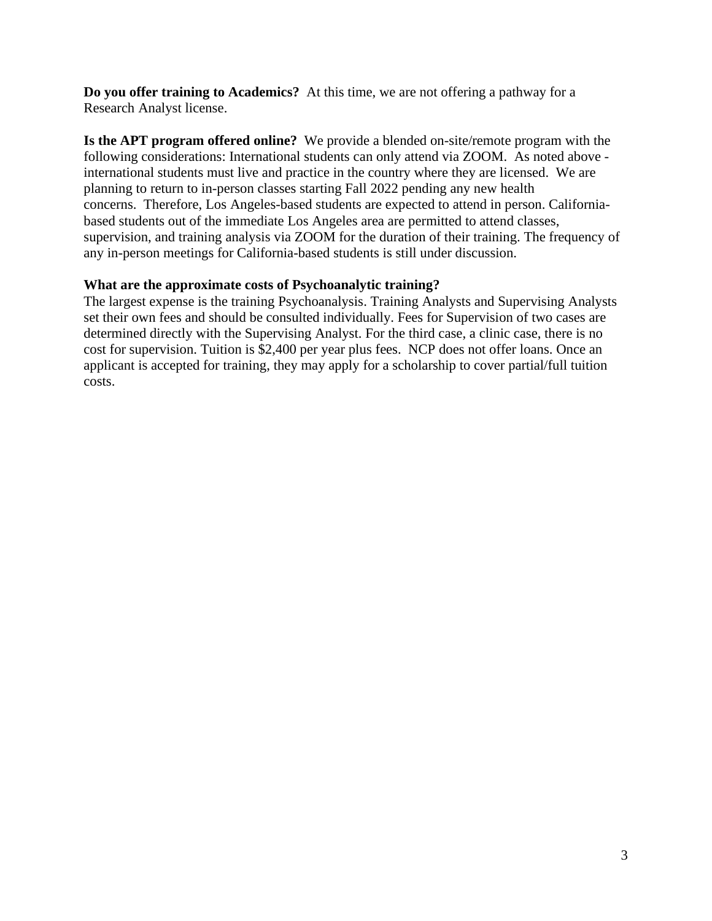**Do you offer training to Academics?** At this time, we are not offering a pathway for a Research Analyst license.

**Is the APT program offered online?** We provide a blended on-site/remote program with the following considerations: International students can only attend via ZOOM. As noted above - international students must live and practice in the country where they are licensed. We are planning to return to in-person classes starting Fall 2022 pending any new health concerns. Therefore, Los Angeles-based students are expected to attend in person. California-based students out of the immediate Los Angeles area are permitted to attend classes, supervision, and training analysis via ZOOM for the duration of their training. The frequency of any in-person meetings for California-based students is still under discussion.

**What are the approximate costs of Psychoanalytic training?**
The largest expense is the training Psychoanalysis. Training Analysts and Supervising Analysts set their own fees and should be consulted individually. Fees for Supervision of two cases are determined directly with the Supervising Analyst. For the third case, a clinic case, there is no cost for supervision. Tuition is $2,400 per year plus fees. NCP does not offer loans. Once an applicant is accepted for training, they may apply for a scholarship to cover partial/full tuition costs.